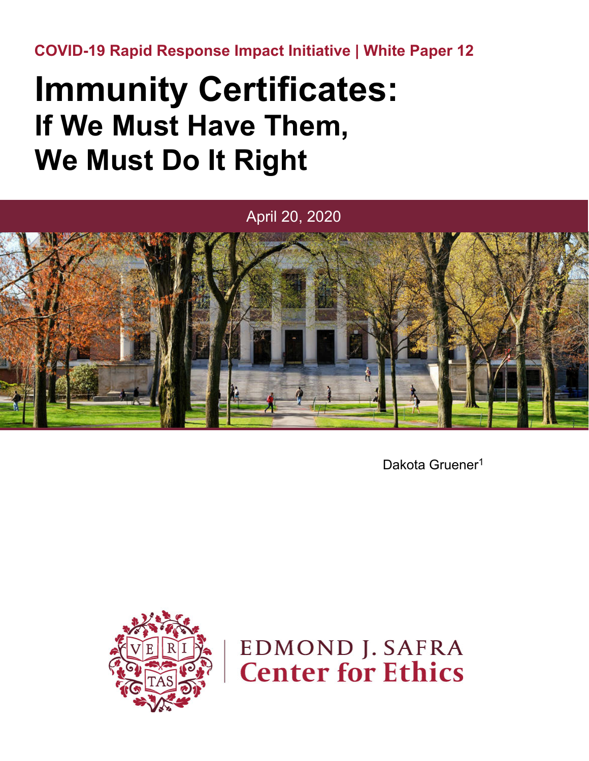COVID-19 Rapid Response Impact Initiative | White Paper 12

# Immunity Certificates: If We Must Have Them, We Must Do It Right

April 20, 2020

Dakota Gruener[1]

EDMOND J. SAFRA Center for Ethics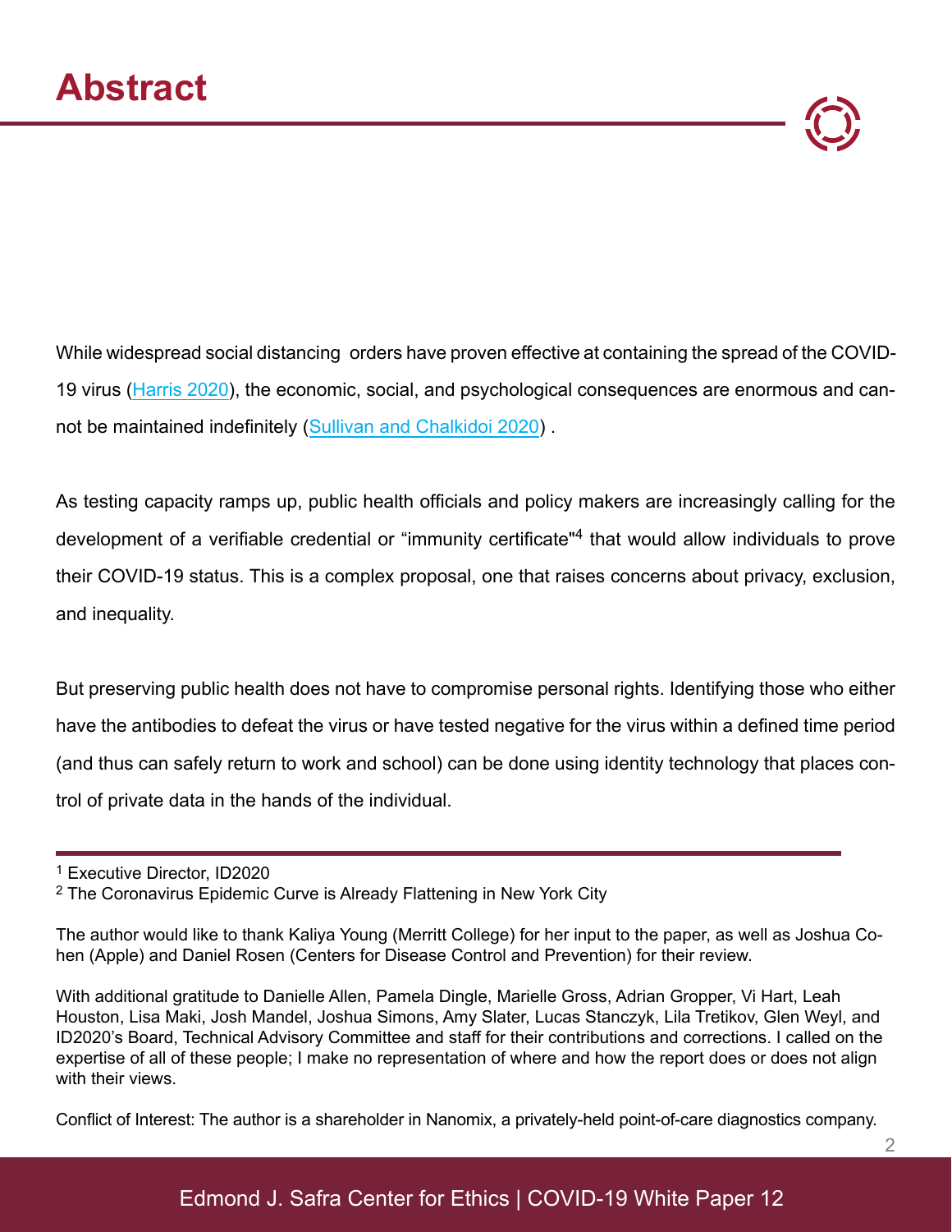# Abstract

While widespread social distancing orders have proven effective at containing the spread of the COVID-19 virus (Harris 2020), the economic, social, and psychological consequences are enormous and cannot be maintained indefinitely (Sullivan and Chalkidoi 2020) .

As testing capacity ramps up, public health officials and policy makers are increasingly calling for the development of a verifiable credential or "immunity certificate"[4] that would allow individuals to prove their COVID-19 status. This is a complex proposal, one that raises concerns about privacy, exclusion, and inequality.

But preserving public health does not have to compromise personal rights. Identifying those who either have the antibodies to defeat the virus or have tested negative for the virus within a defined time period (and thus can safely return to work and school) can be done using identity technology that places control of private data in the hands of the individual.

---

[1] Executive Director, ID2020

[2] The Coronavirus Epidemic Curve is Already Flattening in New York City

The author would like to thank Kaliya Young (Merritt College) for her input to the paper, as well as Joshua Cohen (Apple) and Daniel Rosen (Centers for Disease Control and Prevention) for their review.

With additional gratitude to Danielle Allen, Pamela Dingle, Marielle Gross, Adrian Gropper, Vi Hart, Leah Houston, Lisa Maki, Josh Mandel, Joshua Simons, Amy Slater, Lucas Stanczyk, Lila Tretikov, Glen Weyl, and ID2020's Board, Technical Advisory Committee and staff for their contributions and corrections. I called on the expertise of all of these people; I make no representation of where and how the report does or does not align with their views.

Conflict of Interest: The author is a shareholder in Nanomix, a privately-held point-of-care diagnostics company.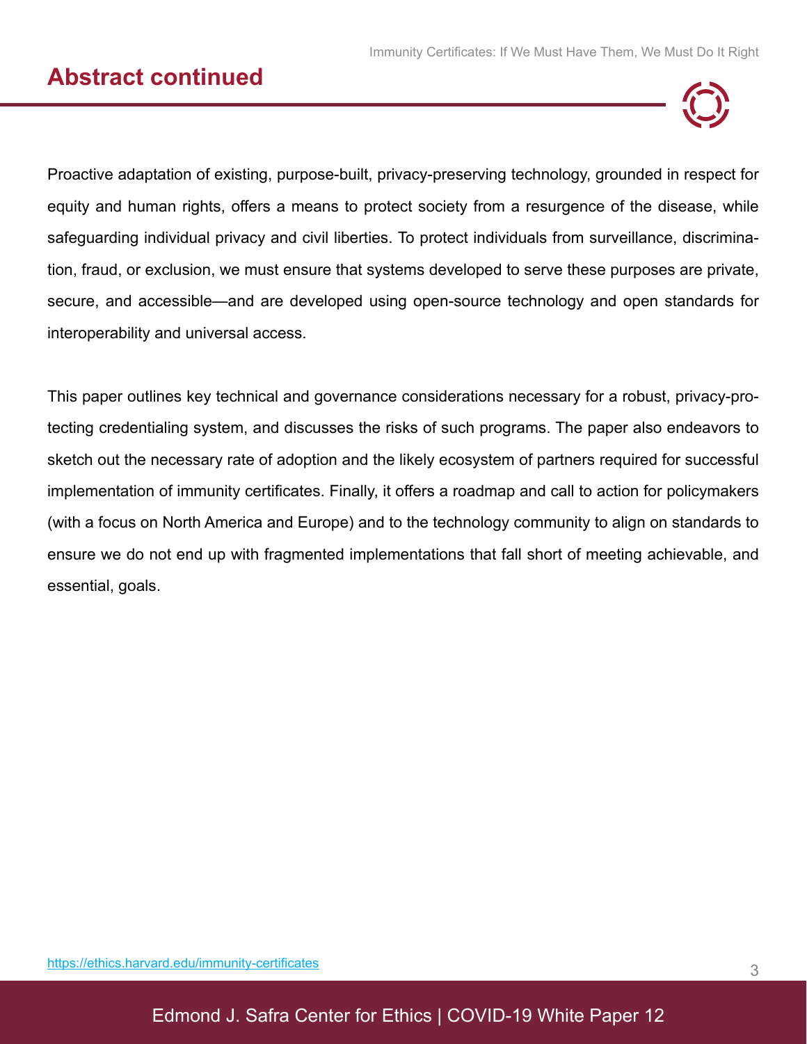## Abstract continued

Proactive adaptation of existing, purpose-built, privacy-preserving technology, grounded in respect for equity and human rights, offers a means to protect society from a resurgence of the disease, while safeguarding individual privacy and civil liberties. To protect individuals from surveillance, discrimination, fraud, or exclusion, we must ensure that systems developed to serve these purposes are private, secure, and accessible—and are developed using open-source technology and open standards for interoperability and universal access.

This paper outlines key technical and governance considerations necessary for a robust, privacy-protecting credentialing system, and discusses the risks of such programs. The paper also endeavors to sketch out the necessary rate of adoption and the likely ecosystem of partners required for successful implementation of immunity certificates. Finally, it offers a roadmap and call to action for policymakers (with a focus on North America and Europe) and to the technology community to align on standards to ensure we do not end up with fragmented implementations that fall short of meeting achievable, and essential, goals.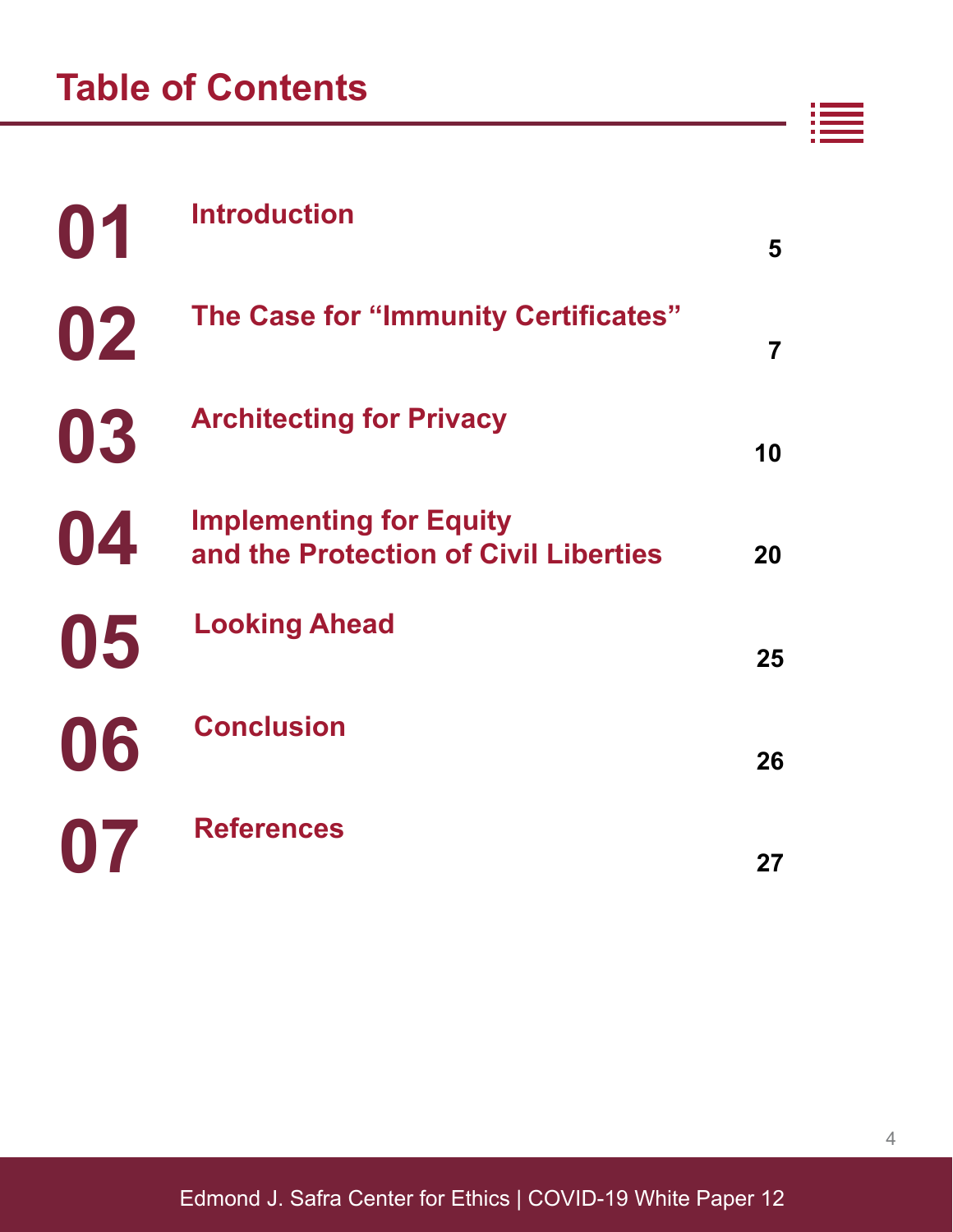# Table of Contents

| | | |
|---|---|---|
| 01 | Introduction | 5 |
| 02 | The Case for "Immunity Certificates" | 7 |
| 03 | Architecting for Privacy | 10 |
| 04 | Implementing for Equity and the Protection of Civil Liberties | 20 |
| 05 | Looking Ahead | 25 |
| 06 | Conclusion | 26 |
| 07 | References | 27 |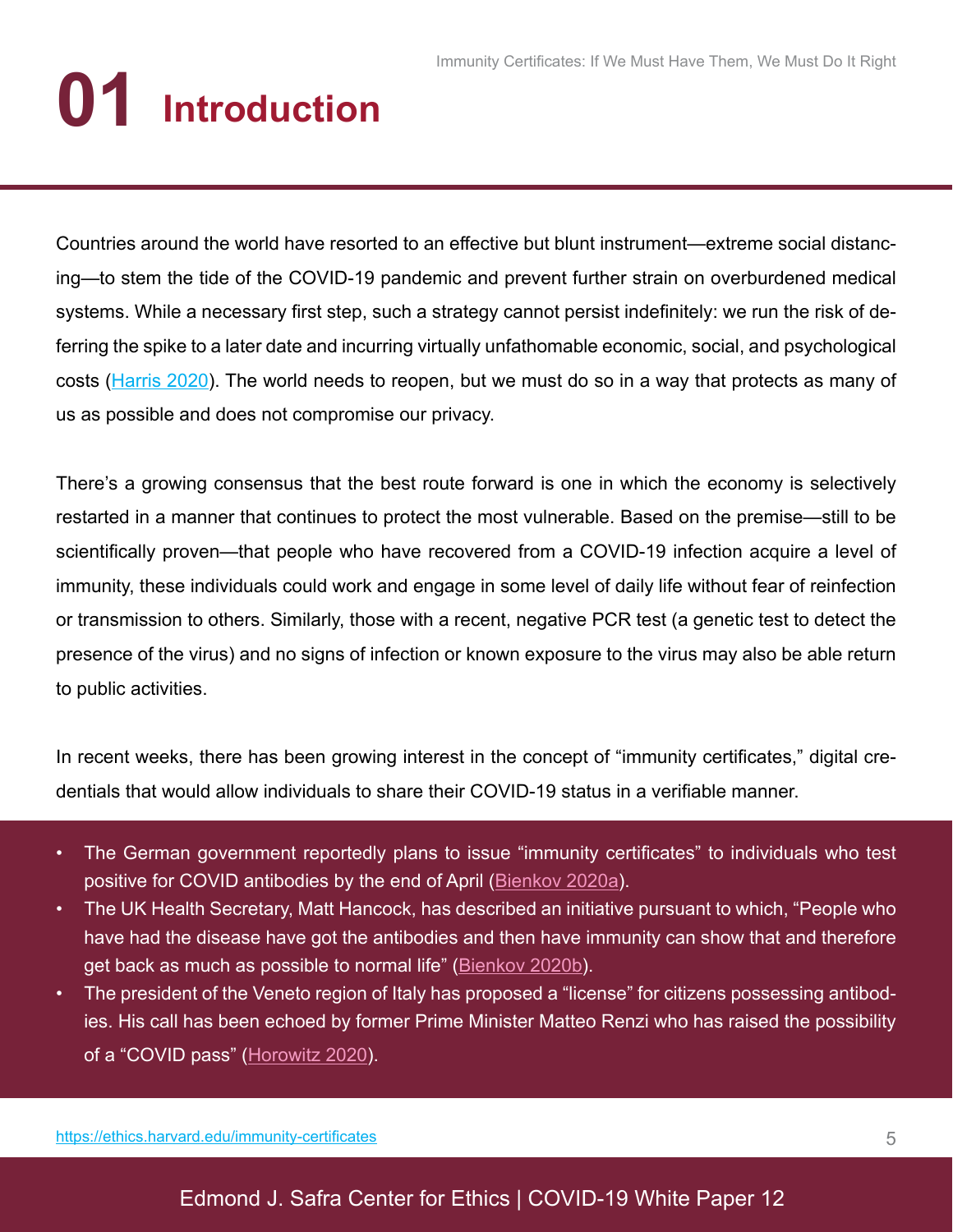# 01 Introduction

Countries around the world have resorted to an effective but blunt instrument—extreme social distancing—to stem the tide of the COVID-19 pandemic and prevent further strain on overburdened medical systems. While a necessary first step, such a strategy cannot persist indefinitely: we run the risk of deferring the spike to a later date and incurring virtually unfathomable economic, social, and psychological costs (Harris 2020). The world needs to reopen, but we must do so in a way that protects as many of us as possible and does not compromise our privacy.

There's a growing consensus that the best route forward is one in which the economy is selectively restarted in a manner that continues to protect the most vulnerable. Based on the premise—still to be scientifically proven—that people who have recovered from a COVID-19 infection acquire a level of immunity, these individuals could work and engage in some level of daily life without fear of reinfection or transmission to others. Similarly, those with a recent, negative PCR test (a genetic test to detect the presence of the virus) and no signs of infection or known exposure to the virus may also be able return to public activities.

In recent weeks, there has been growing interest in the concept of "immunity certificates," digital credentials that would allow individuals to share their COVID-19 status in a verifiable manner.

- The German government reportedly plans to issue "immunity certificates" to individuals who test positive for COVID antibodies by the end of April (Bienkov 2020a).
- The UK Health Secretary, Matt Hancock, has described an initiative pursuant to which, "People who have had the disease have got the antibodies and then have immunity can show that and therefore get back as much as possible to normal life" (Bienkov 2020b).
- The president of the Veneto region of Italy has proposed a "license" for citizens possessing antibodies. His call has been echoed by former Prime Minister Matteo Renzi who has raised the possibility of a "COVID pass" (Horowitz 2020).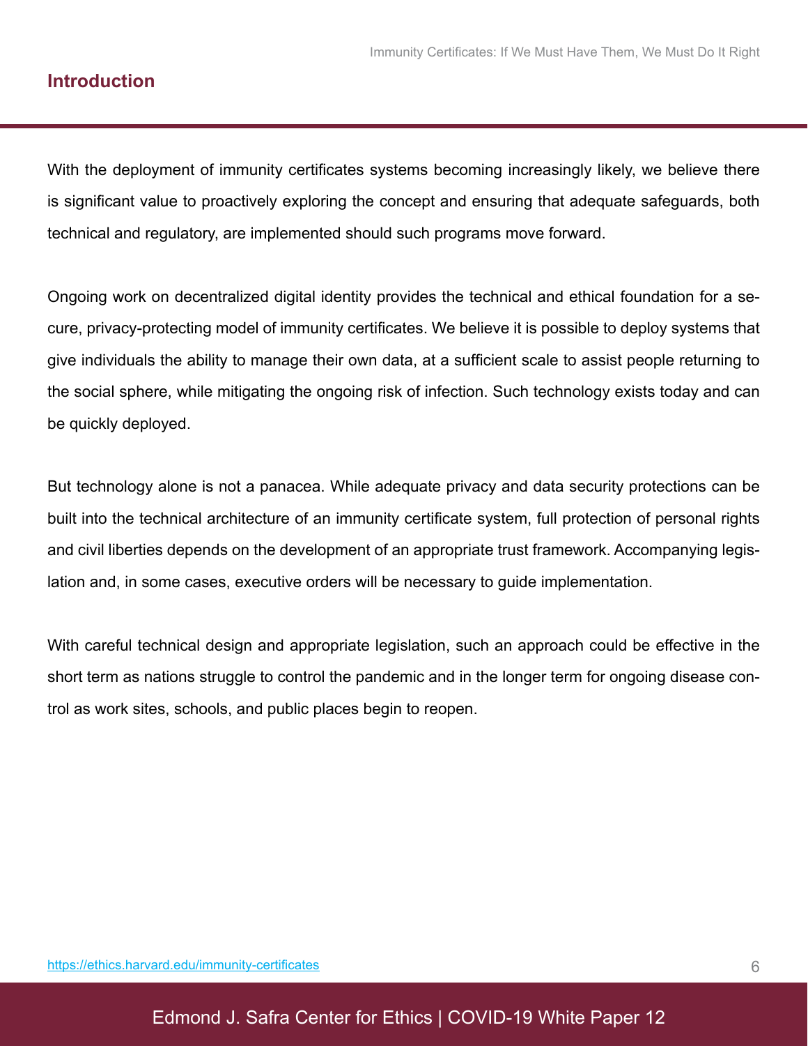## Introduction

With the deployment of immunity certificates systems becoming increasingly likely, we believe there is significant value to proactively exploring the concept and ensuring that adequate safeguards, both technical and regulatory, are implemented should such programs move forward.

Ongoing work on decentralized digital identity provides the technical and ethical foundation for a secure, privacy-protecting model of immunity certificates. We believe it is possible to deploy systems that give individuals the ability to manage their own data, at a sufficient scale to assist people returning to the social sphere, while mitigating the ongoing risk of infection. Such technology exists today and can be quickly deployed.

But technology alone is not a panacea. While adequate privacy and data security protections can be built into the technical architecture of an immunity certificate system, full protection of personal rights and civil liberties depends on the development of an appropriate trust framework. Accompanying legislation and, in some cases, executive orders will be necessary to guide implementation.

With careful technical design and appropriate legislation, such an approach could be effective in the short term as nations struggle to control the pandemic and in the longer term for ongoing disease control as work sites, schools, and public places begin to reopen.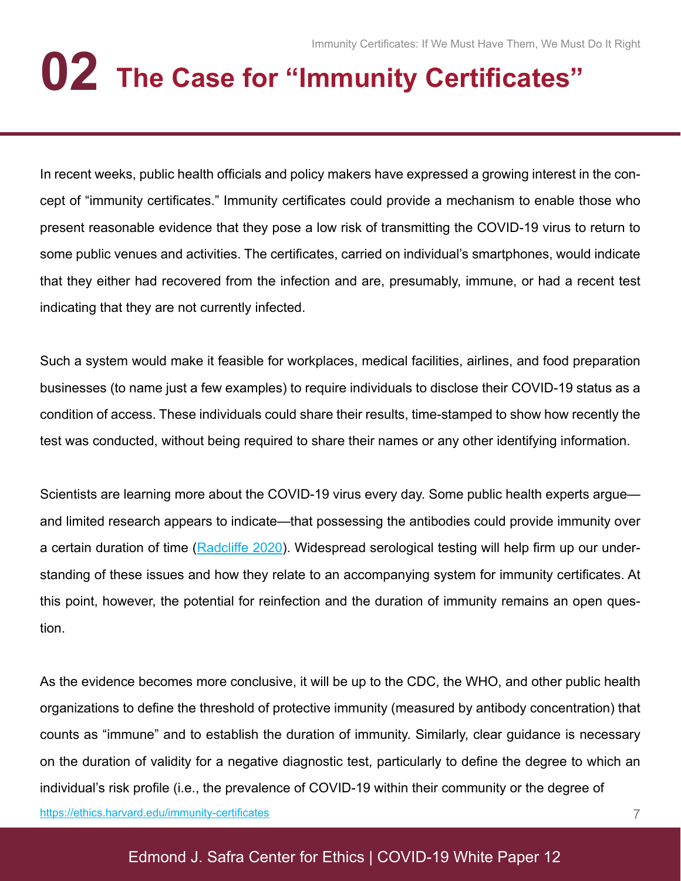# 02 The Case for "Immunity Certificates"

In recent weeks, public health officials and policy makers have expressed a growing interest in the concept of "immunity certificates." Immunity certificates could provide a mechanism to enable those who present reasonable evidence that they pose a low risk of transmitting the COVID-19 virus to return to some public venues and activities. The certificates, carried on individual's smartphones, would indicate that they either had recovered from the infection and are, presumably, immune, or had a recent test indicating that they are not currently infected.

Such a system would make it feasible for workplaces, medical facilities, airlines, and food preparation businesses (to name just a few examples) to require individuals to disclose their COVID-19 status as a condition of access. These individuals could share their results, time-stamped to show how recently the test was conducted, without being required to share their names or any other identifying information.

Scientists are learning more about the COVID-19 virus every day. Some public health experts argue—and limited research appears to indicate—that possessing the antibodies could provide immunity over a certain duration of time (Radcliffe 2020). Widespread serological testing will help firm up our understanding of these issues and how they relate to an accompanying system for immunity certificates. At this point, however, the potential for reinfection and the duration of immunity remains an open question.

As the evidence becomes more conclusive, it will be up to the CDC, the WHO, and other public health organizations to define the threshold of protective immunity (measured by antibody concentration) that counts as "immune" and to establish the duration of immunity. Similarly, clear guidance is necessary on the duration of validity for a negative diagnostic test, particularly to define the degree to which an individual's risk profile (i.e., the prevalence of COVID-19 within their community or the degree of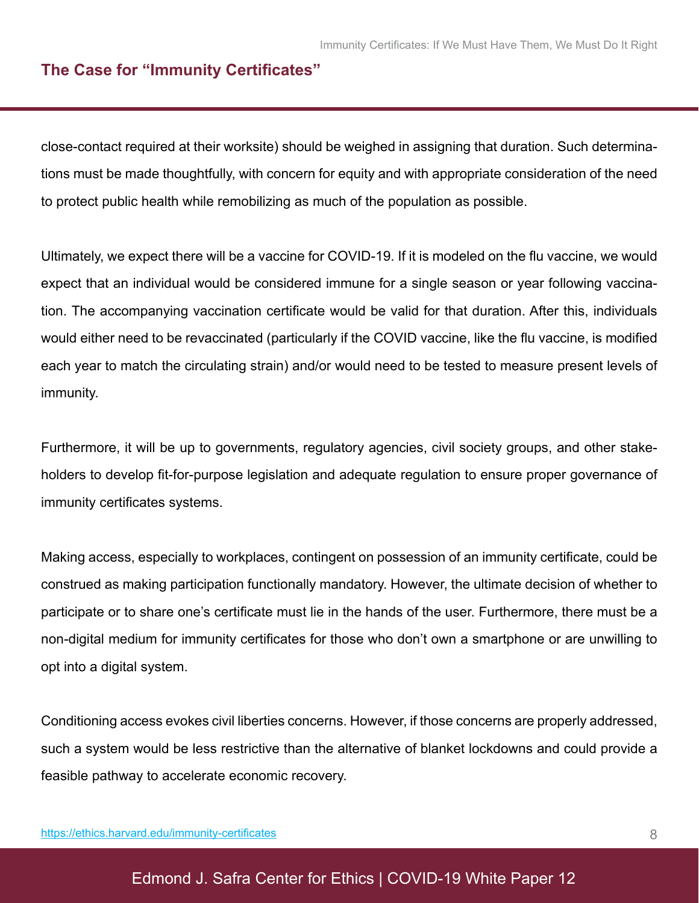close-contact required at their worksite) should be weighed in assigning that duration. Such determinations must be made thoughtfully, with concern for equity and with appropriate consideration of the need to protect public health while remobilizing as much of the population as possible.

Ultimately, we expect there will be a vaccine for COVID-19. If it is modeled on the flu vaccine, we would expect that an individual would be considered immune for a single season or year following vaccination. The accompanying vaccination certificate would be valid for that duration. After this, individuals would either need to be revaccinated (particularly if the COVID vaccine, like the flu vaccine, is modified each year to match the circulating strain) and/or would need to be tested to measure present levels of immunity.

Furthermore, it will be up to governments, regulatory agencies, civil society groups, and other stakeholders to develop fit-for-purpose legislation and adequate regulation to ensure proper governance of immunity certificates systems.

Making access, especially to workplaces, contingent on possession of an immunity certificate, could be construed as making participation functionally mandatory. However, the ultimate decision of whether to participate or to share one's certificate must lie in the hands of the user. Furthermore, there must be a non-digital medium for immunity certificates for those who don't own a smartphone or are unwilling to opt into a digital system.

Conditioning access evokes civil liberties concerns. However, if those concerns are properly addressed, such a system would be less restrictive than the alternative of blanket lockdowns and could provide a feasible pathway to accelerate economic recovery.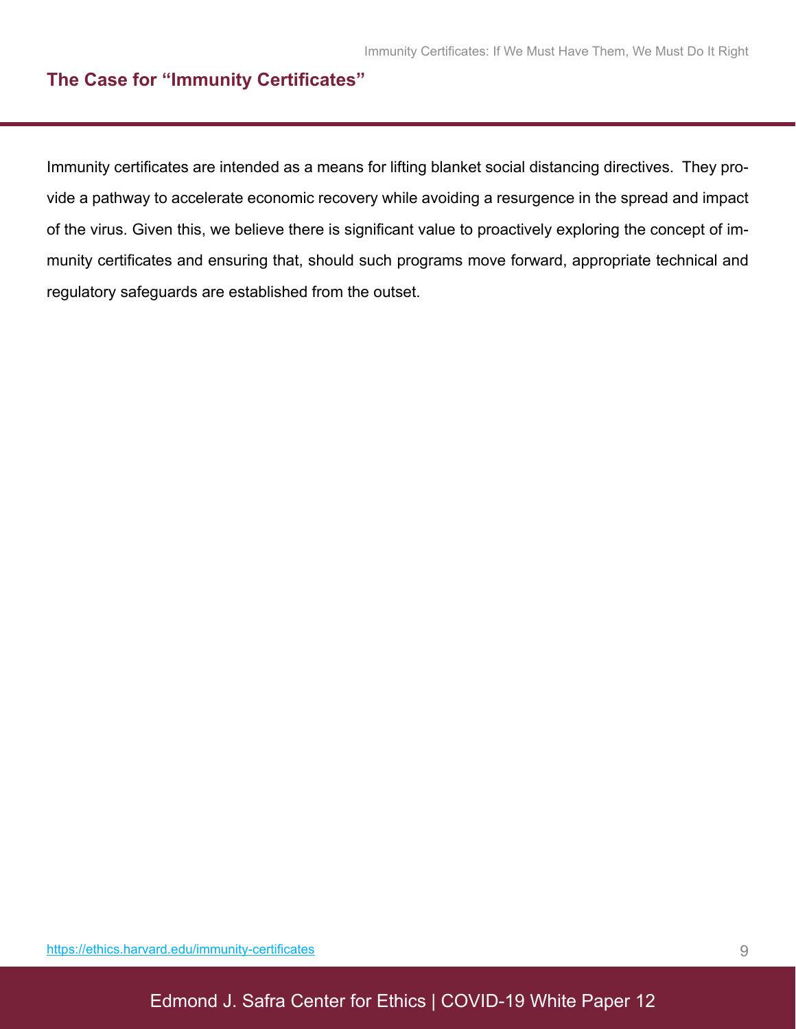## The Case for "Immunity Certificates"

Immunity certificates are intended as a means for lifting blanket social distancing directives. They provide a pathway to accelerate economic recovery while avoiding a resurgence in the spread and impact of the virus. Given this, we believe there is significant value to proactively exploring the concept of immunity certificates and ensuring that, should such programs move forward, appropriate technical and regulatory safeguards are established from the outset.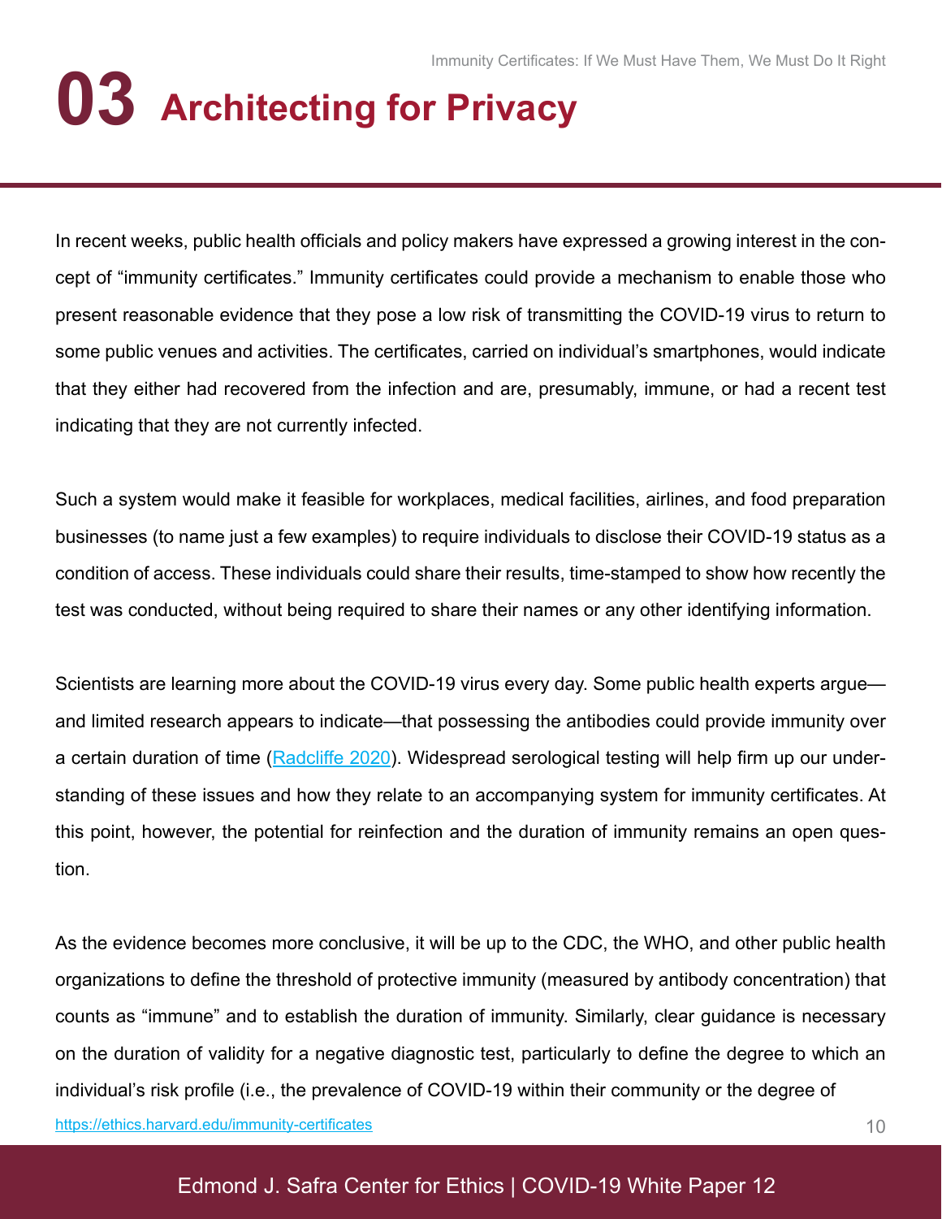# 03 Architecting for Privacy

In recent weeks, public health officials and policy makers have expressed a growing interest in the concept of “immunity certificates.” Immunity certificates could provide a mechanism to enable those who present reasonable evidence that they pose a low risk of transmitting the COVID-19 virus to return to some public venues and activities. The certificates, carried on individual’s smartphones, would indicate that they either had recovered from the infection and are, presumably, immune, or had a recent test indicating that they are not currently infected.

Such a system would make it feasible for workplaces, medical facilities, airlines, and food preparation businesses (to name just a few examples) to require individuals to disclose their COVID-19 status as a condition of access. These individuals could share their results, time-stamped to show how recently the test was conducted, without being required to share their names or any other identifying information.

Scientists are learning more about the COVID-19 virus every day. Some public health experts argue—and limited research appears to indicate—that possessing the antibodies could provide immunity over a certain duration of time (Radcliffe 2020). Widespread serological testing will help firm up our understanding of these issues and how they relate to an accompanying system for immunity certificates. At this point, however, the potential for reinfection and the duration of immunity remains an open question.

As the evidence becomes more conclusive, it will be up to the CDC, the WHO, and other public health organizations to define the threshold of protective immunity (measured by antibody concentration) that counts as “immune” and to establish the duration of immunity. Similarly, clear guidance is necessary on the duration of validity for a negative diagnostic test, particularly to define the degree to which an individual’s risk profile (i.e., the prevalence of COVID-19 within their community or the degree of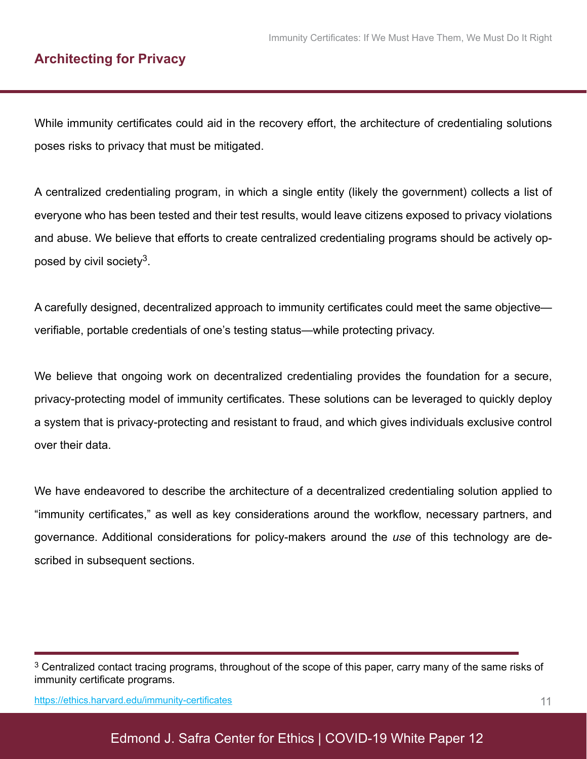## Architecting for Privacy

While immunity certificates could aid in the recovery effort, the architecture of credentialing solutions poses risks to privacy that must be mitigated.

A centralized credentialing program, in which a single entity (likely the government) collects a list of everyone who has been tested and their test results, would leave citizens exposed to privacy violations and abuse. We believe that efforts to create centralized credentialing programs should be actively opposed by civil society[3].

A carefully designed, decentralized approach to immunity certificates could meet the same objective—verifiable, portable credentials of one's testing status—while protecting privacy.

We believe that ongoing work on decentralized credentialing provides the foundation for a secure, privacy-protecting model of immunity certificates. These solutions can be leveraged to quickly deploy a system that is privacy-protecting and resistant to fraud, and which gives individuals exclusive control over their data.

We have endeavored to describe the architecture of a decentralized credentialing solution applied to "immunity certificates," as well as key considerations around the workflow, necessary partners, and governance. Additional considerations for policy-makers around the *use* of this technology are described in subsequent sections.

[3] Centralized contact tracing programs, throughout of the scope of this paper, carry many of the same risks of immunity certificate programs.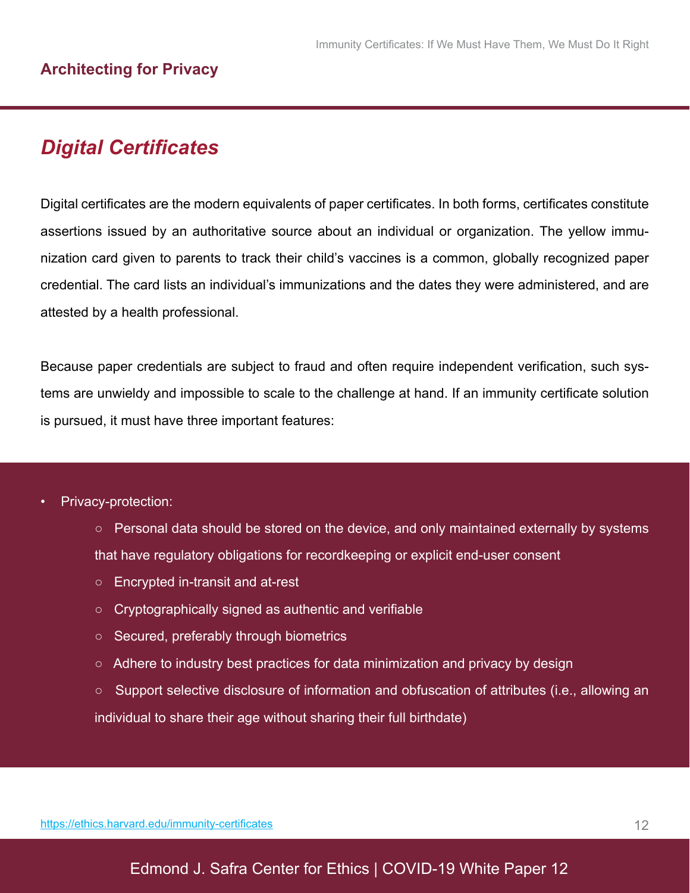## Architecting for Privacy

### *Digital Certificates*

Digital certificates are the modern equivalents of paper certificates. In both forms, certificates constitute assertions issued by an authoritative source about an individual or organization. The yellow immunization card given to parents to track their child's vaccines is a common, globally recognized paper credential. The card lists an individual's immunizations and the dates they were administered, and are attested by a health professional.

Because paper credentials are subject to fraud and often require independent verification, such systems are unwieldy and impossible to scale to the challenge at hand. If an immunity certificate solution is pursued, it must have three important features:

- Privacy-protection:
  - Personal data should be stored on the device, and only maintained externally by systems that have regulatory obligations for recordkeeping or explicit end-user consent
  - Encrypted in-transit and at-rest
  - Cryptographically signed as authentic and verifiable
  - Secured, preferably through biometrics
  - Adhere to industry best practices for data minimization and privacy by design
  - Support selective disclosure of information and obfuscation of attributes (i.e., allowing an individual to share their age without sharing their full birthdate)

https://ethics.harvard.edu/immunity-certificates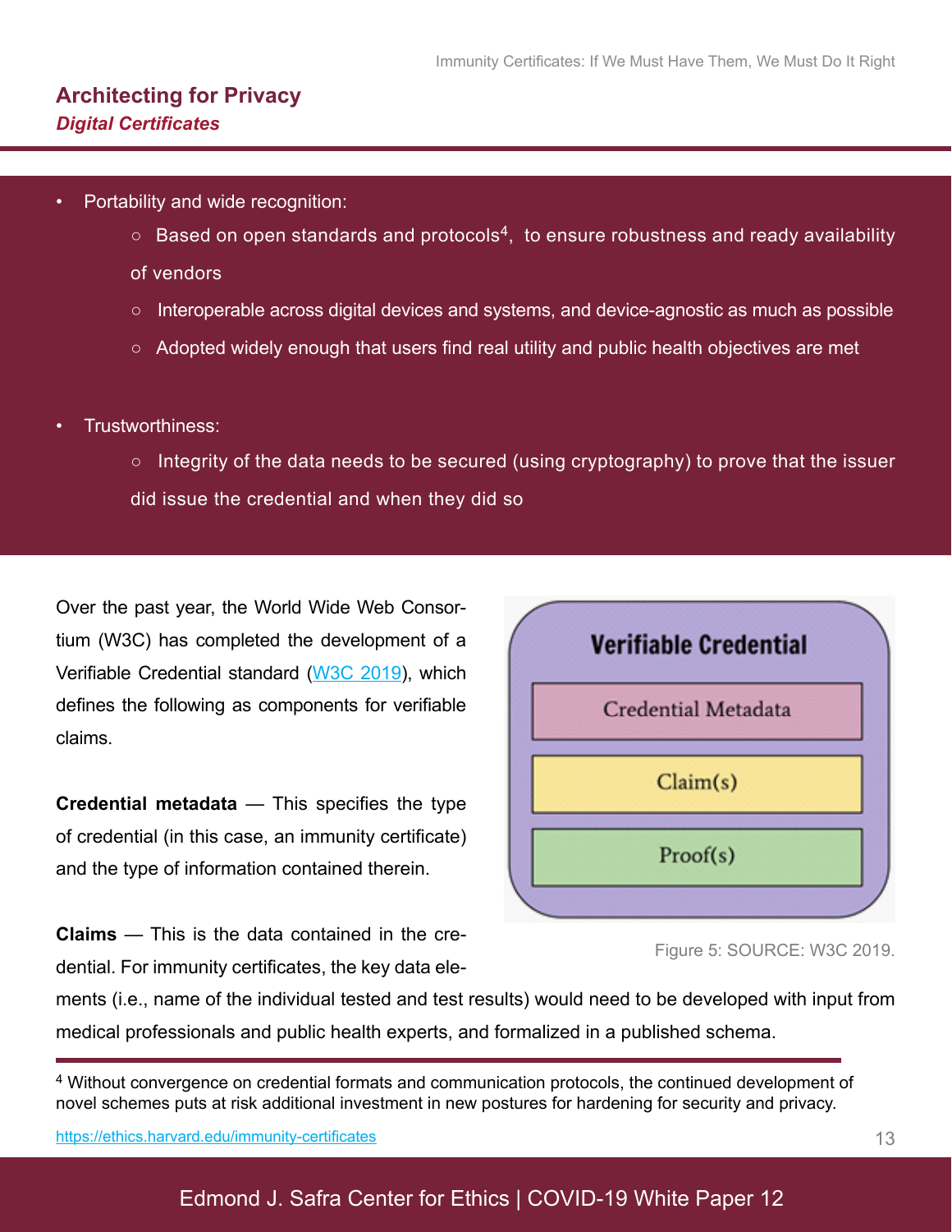## Architecting for Privacy

### *Digital Certificates*

- Portability and wide recognition:
  - Based on open standards and protocols[4], to ensure robustness and ready availability of vendors
  - Interoperable across digital devices and systems, and device-agnostic as much as possible
  - Adopted widely enough that users find real utility and public health objectives are met

- Trustworthiness:
  - Integrity of the data needs to be secured (using cryptography) to prove that the issuer did issue the credential and when they did so

Over the past year, the World Wide Web Consortium (W3C) has completed the development of a Verifiable Credential standard (W3C 2019), which defines the following as components for verifiable claims.

Figure 5: SOURCE: W3C 2019.

**Credential metadata** — This specifies the type of credential (in this case, an immunity certificate) and the type of information contained therein.

**Claims** — This is the data contained in the credential. For immunity certificates, the key data elements (i.e., name of the individual tested and test results) would need to be developed with input from medical professionals and public health experts, and formalized in a published schema.

[4] Without convergence on credential formats and communication protocols, the continued development of novel schemes puts at risk additional investment in new postures for hardening for security and privacy.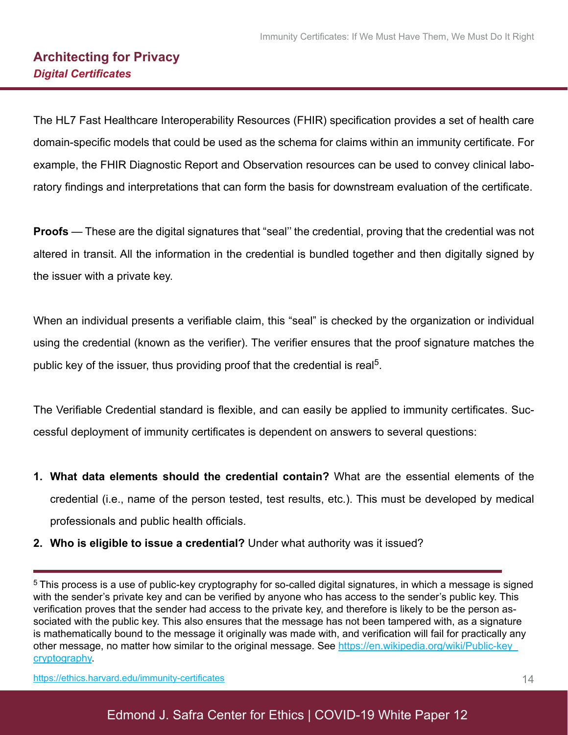## Architecting for Privacy

### *Digital Certificates*

The HL7 Fast Healthcare Interoperability Resources (FHIR) specification provides a set of health care domain-specific models that could be used as the schema for claims within an immunity certificate. For example, the FHIR Diagnostic Report and Observation resources can be used to convey clinical laboratory findings and interpretations that can form the basis for downstream evaluation of the certificate.

**Proofs** — These are the digital signatures that "seal'' the credential, proving that the credential was not altered in transit. All the information in the credential is bundled together and then digitally signed by the issuer with a private key.

When an individual presents a verifiable claim, this "seal" is checked by the organization or individual using the credential (known as the verifier). The verifier ensures that the proof signature matches the public key of the issuer, thus providing proof that the credential is real[5].

The Verifiable Credential standard is flexible, and can easily be applied to immunity certificates. Successful deployment of immunity certificates is dependent on answers to several questions:

1. **What data elements should the credential contain?** What are the essential elements of the credential (i.e., name of the person tested, test results, etc.). This must be developed by medical professionals and public health officials.
2. **Who is eligible to issue a credential?** Under what authority was it issued?

---

[5] This process is a use of public-key cryptography for so-called digital signatures, in which a message is signed with the sender's private key and can be verified by anyone who has access to the sender's public key. This verification proves that the sender had access to the private key, and therefore is likely to be the person associated with the public key. This also ensures that the message has not been tampered with, as a signature is mathematically bound to the message it originally was made with, and verification will fail for practically any other message, no matter how similar to the original message. See https://en.wikipedia.org/wiki/Public-key_cryptography.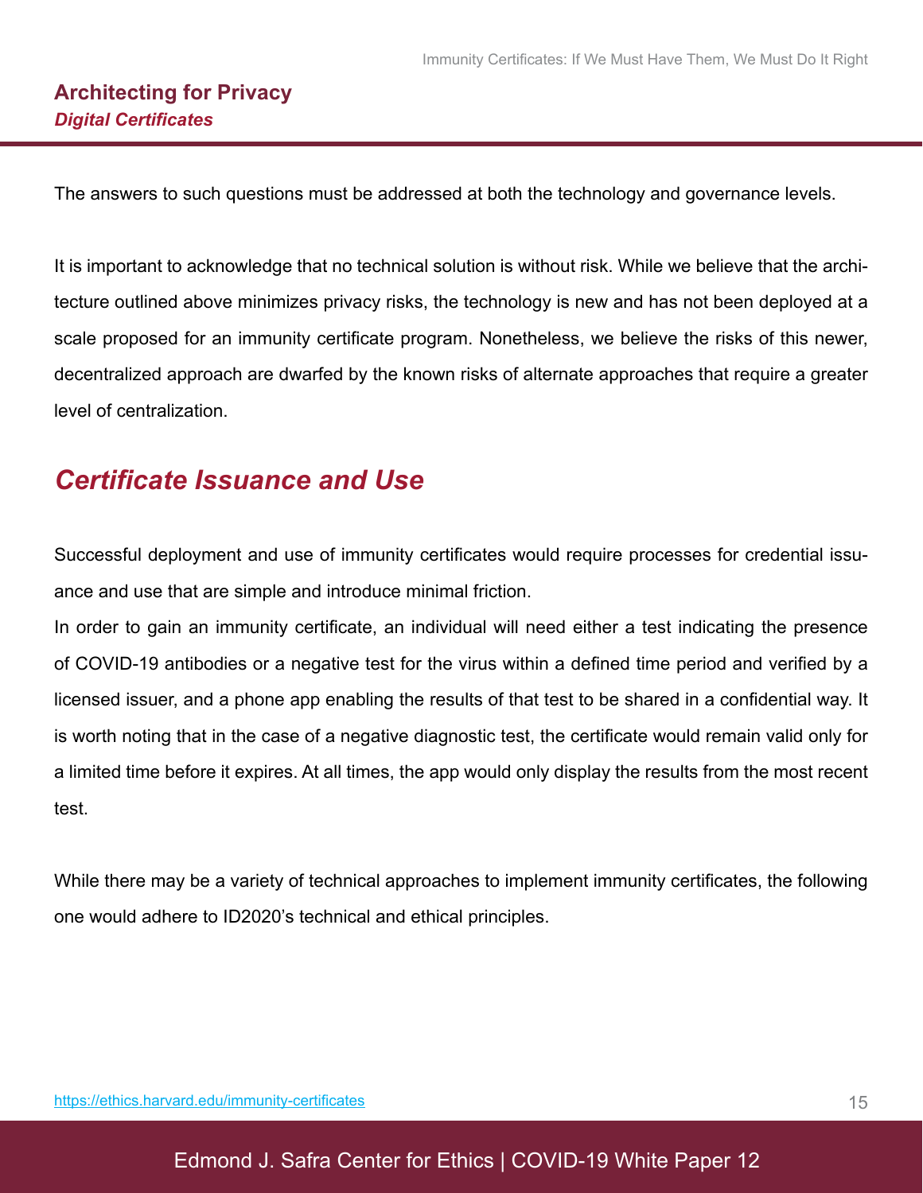The answers to such questions must be addressed at both the technology and governance levels.

It is important to acknowledge that no technical solution is without risk. While we believe that the architecture outlined above minimizes privacy risks, the technology is new and has not been deployed at a scale proposed for an immunity certificate program. Nonetheless, we believe the risks of this newer, decentralized approach are dwarfed by the known risks of alternate approaches that require a greater level of centralization.

## *Certificate Issuance and Use*

Successful deployment and use of immunity certificates would require processes for credential issuance and use that are simple and introduce minimal friction.

In order to gain an immunity certificate, an individual will need either a test indicating the presence of COVID-19 antibodies or a negative test for the virus within a defined time period and verified by a licensed issuer, and a phone app enabling the results of that test to be shared in a confidential way. It is worth noting that in the case of a negative diagnostic test, the certificate would remain valid only for a limited time before it expires. At all times, the app would only display the results from the most recent test.

While there may be a variety of technical approaches to implement immunity certificates, the following one would adhere to ID2020's technical and ethical principles.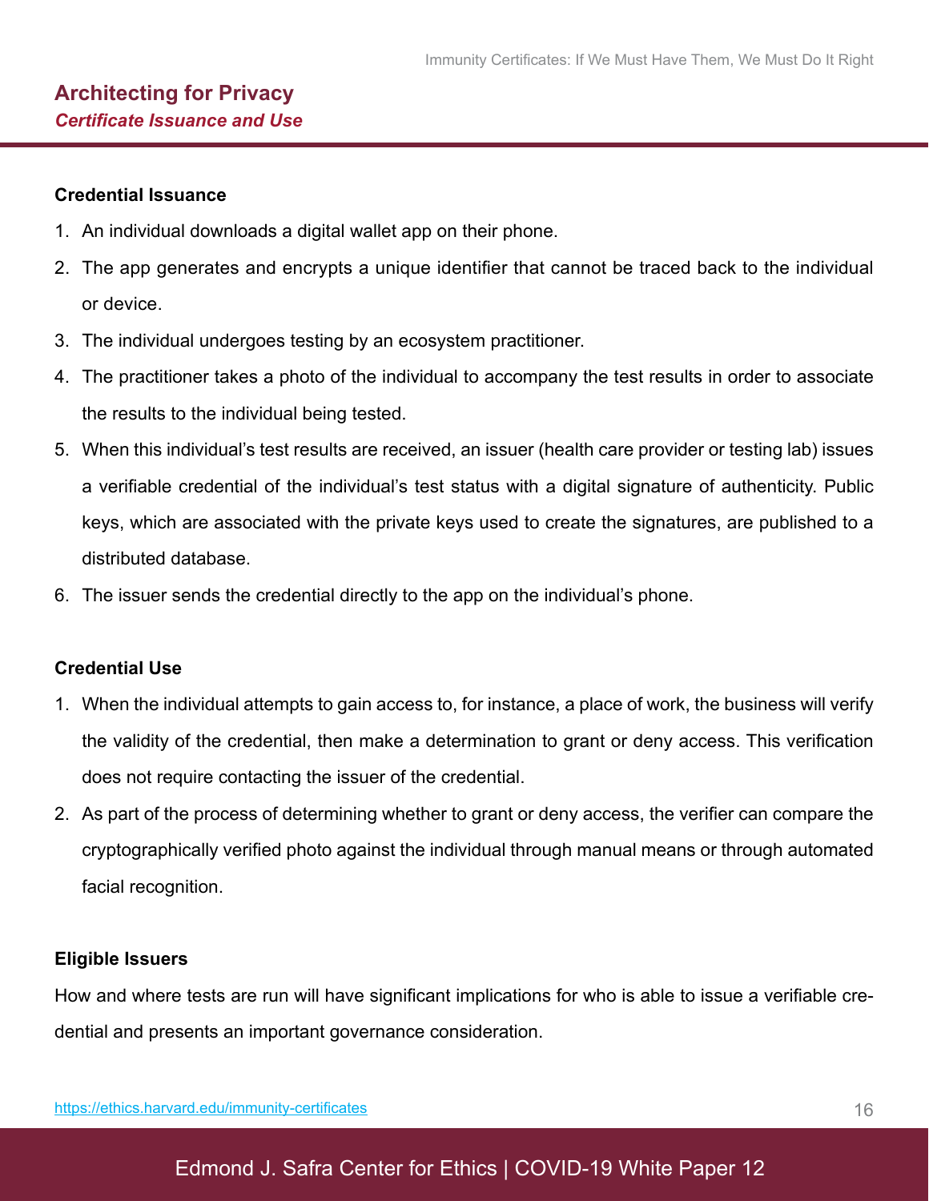## Architecting for Privacy

### *Certificate Issuance and Use*

**Credential Issuance**

1. An individual downloads a digital wallet app on their phone.
2. The app generates and encrypts a unique identifier that cannot be traced back to the individual or device.
3. The individual undergoes testing by an ecosystem practitioner.
4. The practitioner takes a photo of the individual to accompany the test results in order to associate the results to the individual being tested.
5. When this individual's test results are received, an issuer (health care provider or testing lab) issues a verifiable credential of the individual's test status with a digital signature of authenticity. Public keys, which are associated with the private keys used to create the signatures, are published to a distributed database.
6. The issuer sends the credential directly to the app on the individual's phone.

**Credential Use**

1. When the individual attempts to gain access to, for instance, a place of work, the business will verify the validity of the credential, then make a determination to grant or deny access. This verification does not require contacting the issuer of the credential.
2. As part of the process of determining whether to grant or deny access, the verifier can compare the cryptographically verified photo against the individual through manual means or through automated facial recognition.

**Eligible Issuers**

How and where tests are run will have significant implications for who is able to issue a verifiable credential and presents an important governance consideration.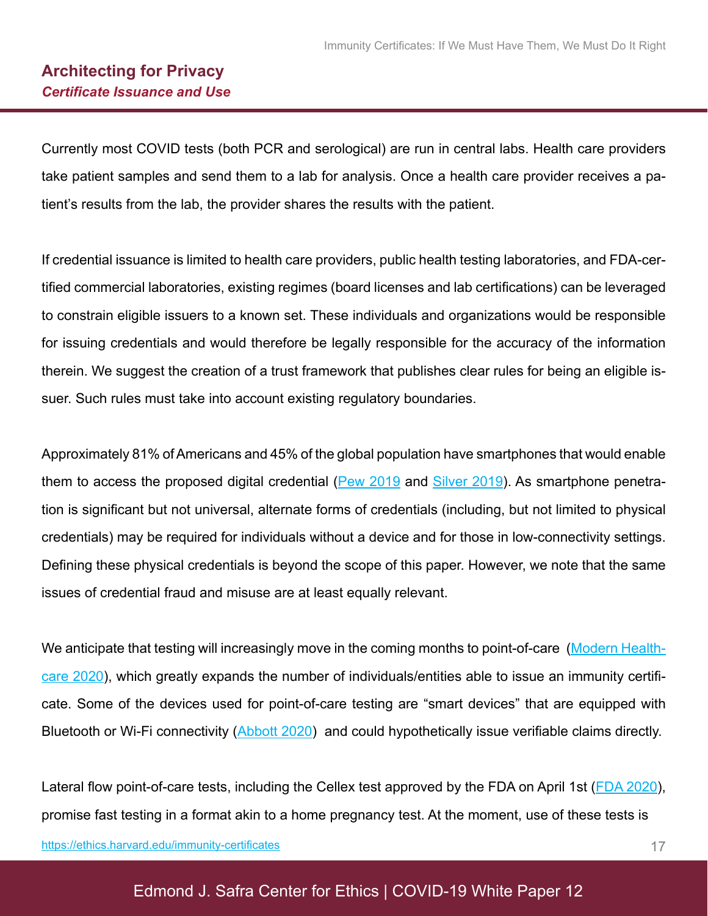## Architecting for Privacy

### *Certificate Issuance and Use*

Currently most COVID tests (both PCR and serological) are run in central labs. Health care providers take patient samples and send them to a lab for analysis. Once a health care provider receives a patient's results from the lab, the provider shares the results with the patient.

If credential issuance is limited to health care providers, public health testing laboratories, and FDA-certified commercial laboratories, existing regimes (board licenses and lab certifications) can be leveraged to constrain eligible issuers to a known set. These individuals and organizations would be responsible for issuing credentials and would therefore be legally responsible for the accuracy of the information therein. We suggest the creation of a trust framework that publishes clear rules for being an eligible issuer. Such rules must take into account existing regulatory boundaries.

Approximately 81% of Americans and 45% of the global population have smartphones that would enable them to access the proposed digital credential (Pew 2019 and Silver 2019). As smartphone penetration is significant but not universal, alternate forms of credentials (including, but not limited to physical credentials) may be required for individuals without a device and for those in low-connectivity settings. Defining these physical credentials is beyond the scope of this paper. However, we note that the same issues of credential fraud and misuse are at least equally relevant.

We anticipate that testing will increasingly move in the coming months to point-of-care (Modern Healthcare 2020), which greatly expands the number of individuals/entities able to issue an immunity certificate. Some of the devices used for point-of-care testing are "smart devices" that are equipped with Bluetooth or Wi-Fi connectivity (Abbott 2020) and could hypothetically issue verifiable claims directly.

Lateral flow point-of-care tests, including the Cellex test approved by the FDA on April 1st (FDA 2020), promise fast testing in a format akin to a home pregnancy test. At the moment, use of these tests is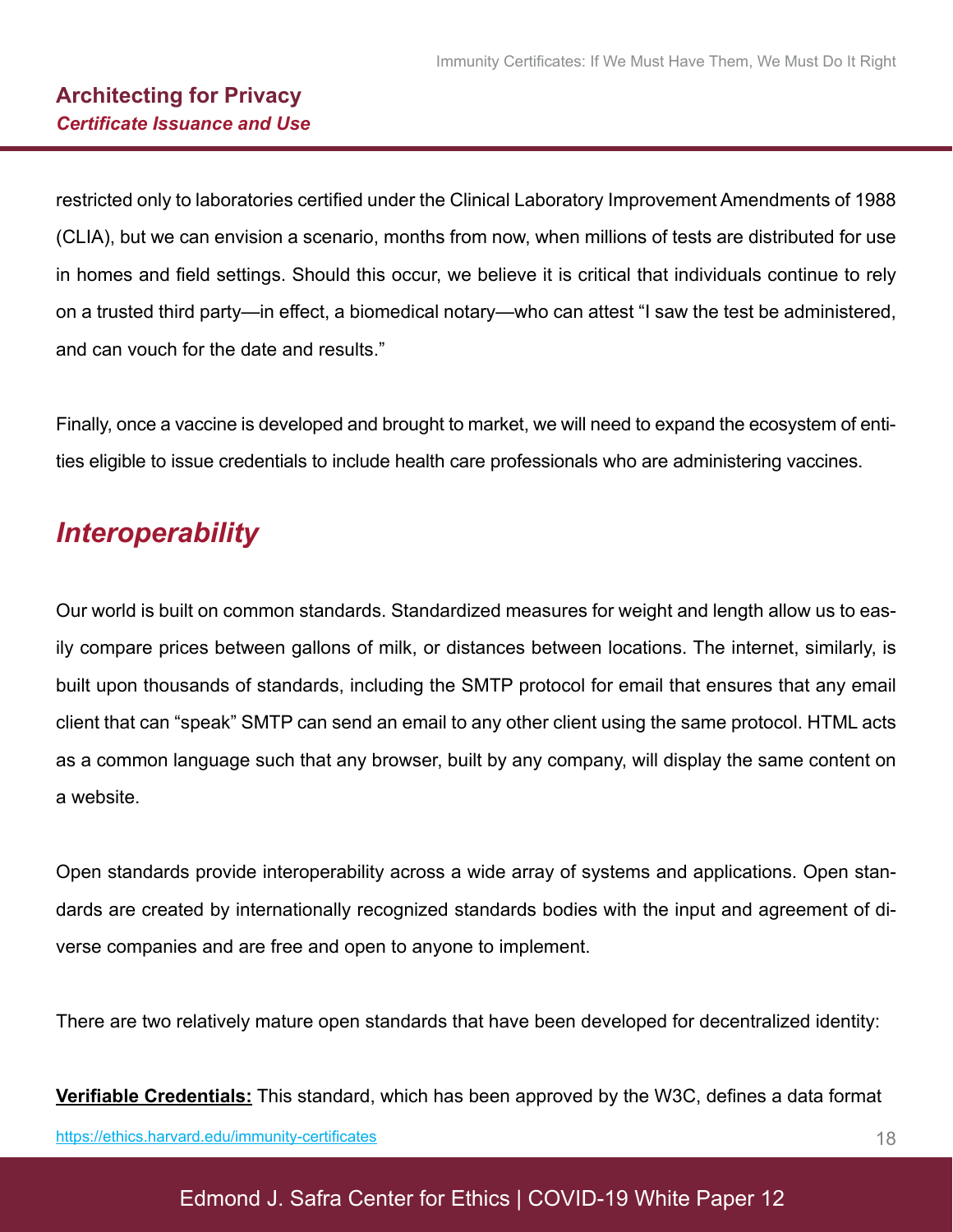restricted only to laboratories certified under the Clinical Laboratory Improvement Amendments of 1988 (CLIA), but we can envision a scenario, months from now, when millions of tests are distributed for use in homes and field settings. Should this occur, we believe it is critical that individuals continue to rely on a trusted third party—in effect, a biomedical notary—who can attest “I saw the test be administered, and can vouch for the date and results.”

Finally, once a vaccine is developed and brought to market, we will need to expand the ecosystem of entities eligible to issue credentials to include health care professionals who are administering vaccines.

## *Interoperability*

Our world is built on common standards. Standardized measures for weight and length allow us to easily compare prices between gallons of milk, or distances between locations. The internet, similarly, is built upon thousands of standards, including the SMTP protocol for email that ensures that any email client that can “speak” SMTP can send an email to any other client using the same protocol. HTML acts as a common language such that any browser, built by any company, will display the same content on a website.

Open standards provide interoperability across a wide array of systems and applications. Open standards are created by internationally recognized standards bodies with the input and agreement of diverse companies and are free and open to anyone to implement.

There are two relatively mature open standards that have been developed for decentralized identity:

**Verifiable Credentials:** This standard, which has been approved by the W3C, defines a data format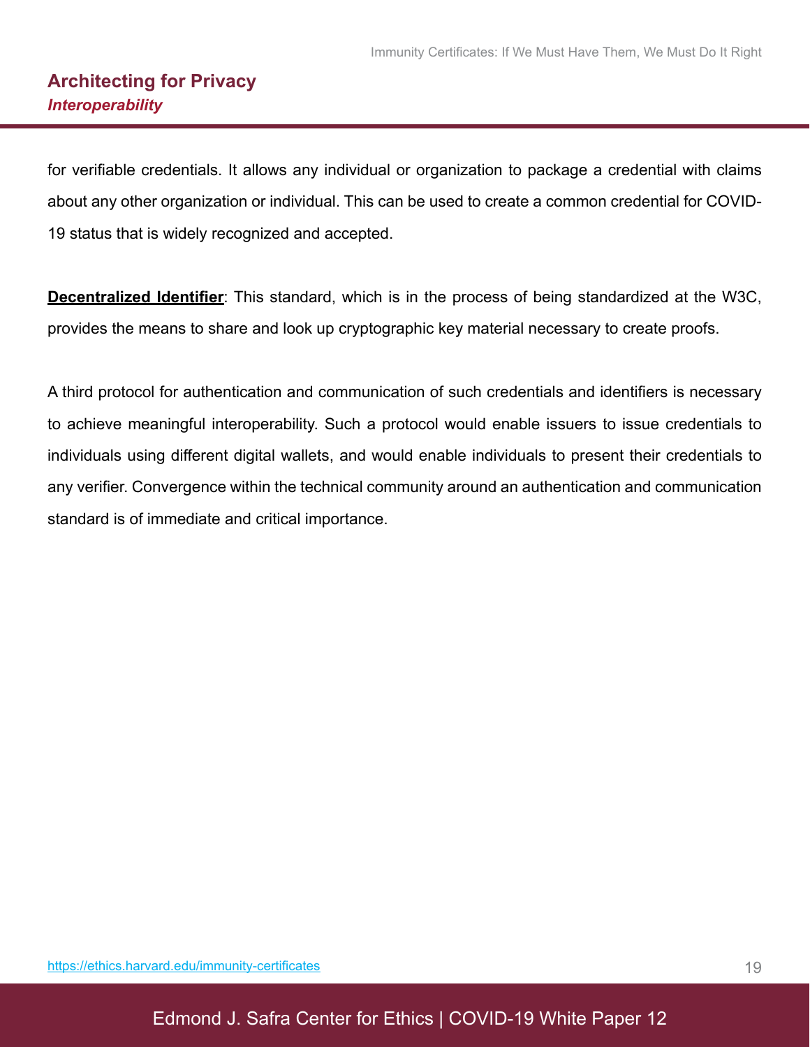## Architecting for Privacy

### *Interoperability*

for verifiable credentials. It allows any individual or organization to package a credential with claims about any other organization or individual. This can be used to create a common credential for COVID-19 status that is widely recognized and accepted.

**Decentralized Identifier**: This standard, which is in the process of being standardized at the W3C, provides the means to share and look up cryptographic key material necessary to create proofs.

A third protocol for authentication and communication of such credentials and identifiers is necessary to achieve meaningful interoperability. Such a protocol would enable issuers to issue credentials to individuals using different digital wallets, and would enable individuals to present their credentials to any verifier. Convergence within the technical community around an authentication and communication standard is of immediate and critical importance.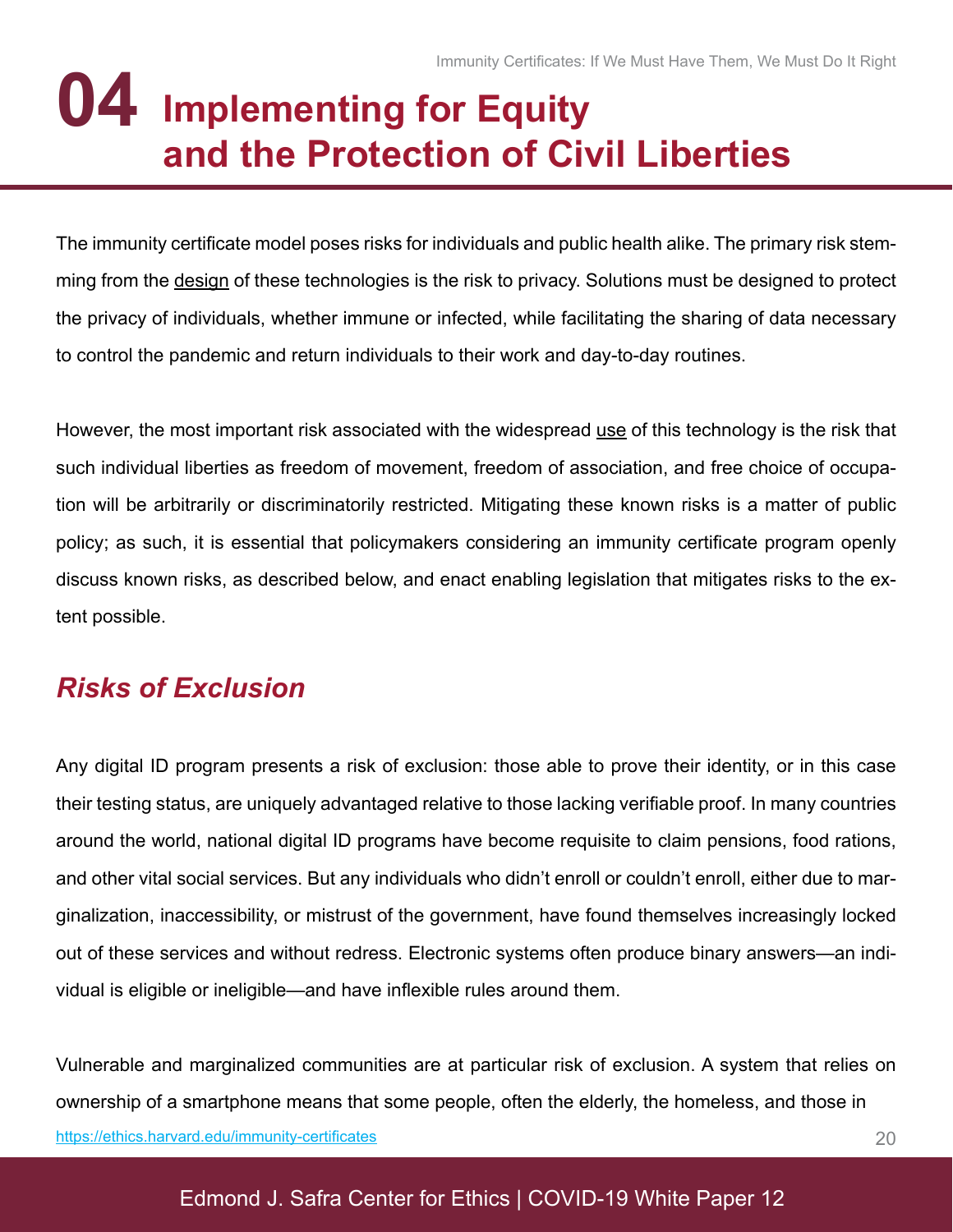# 04 Implementing for Equity and the Protection of Civil Liberties

The immunity certificate model poses risks for individuals and public health alike. The primary risk stemming from the design of these technologies is the risk to privacy. Solutions must be designed to protect the privacy of individuals, whether immune or infected, while facilitating the sharing of data necessary to control the pandemic and return individuals to their work and day-to-day routines.

However, the most important risk associated with the widespread use of this technology is the risk that such individual liberties as freedom of movement, freedom of association, and free choice of occupation will be arbitrarily or discriminatorily restricted. Mitigating these known risks is a matter of public policy; as such, it is essential that policymakers considering an immunity certificate program openly discuss known risks, as described below, and enact enabling legislation that mitigates risks to the extent possible.

## *Risks of Exclusion*

Any digital ID program presents a risk of exclusion: those able to prove their identity, or in this case their testing status, are uniquely advantaged relative to those lacking verifiable proof. In many countries around the world, national digital ID programs have become requisite to claim pensions, food rations, and other vital social services. But any individuals who didn't enroll or couldn't enroll, either due to marginalization, inaccessibility, or mistrust of the government, have found themselves increasingly locked out of these services and without redress. Electronic systems often produce binary answers—an individual is eligible or ineligible—and have inflexible rules around them.

Vulnerable and marginalized communities are at particular risk of exclusion. A system that relies on ownership of a smartphone means that some people, often the elderly, the homeless, and those in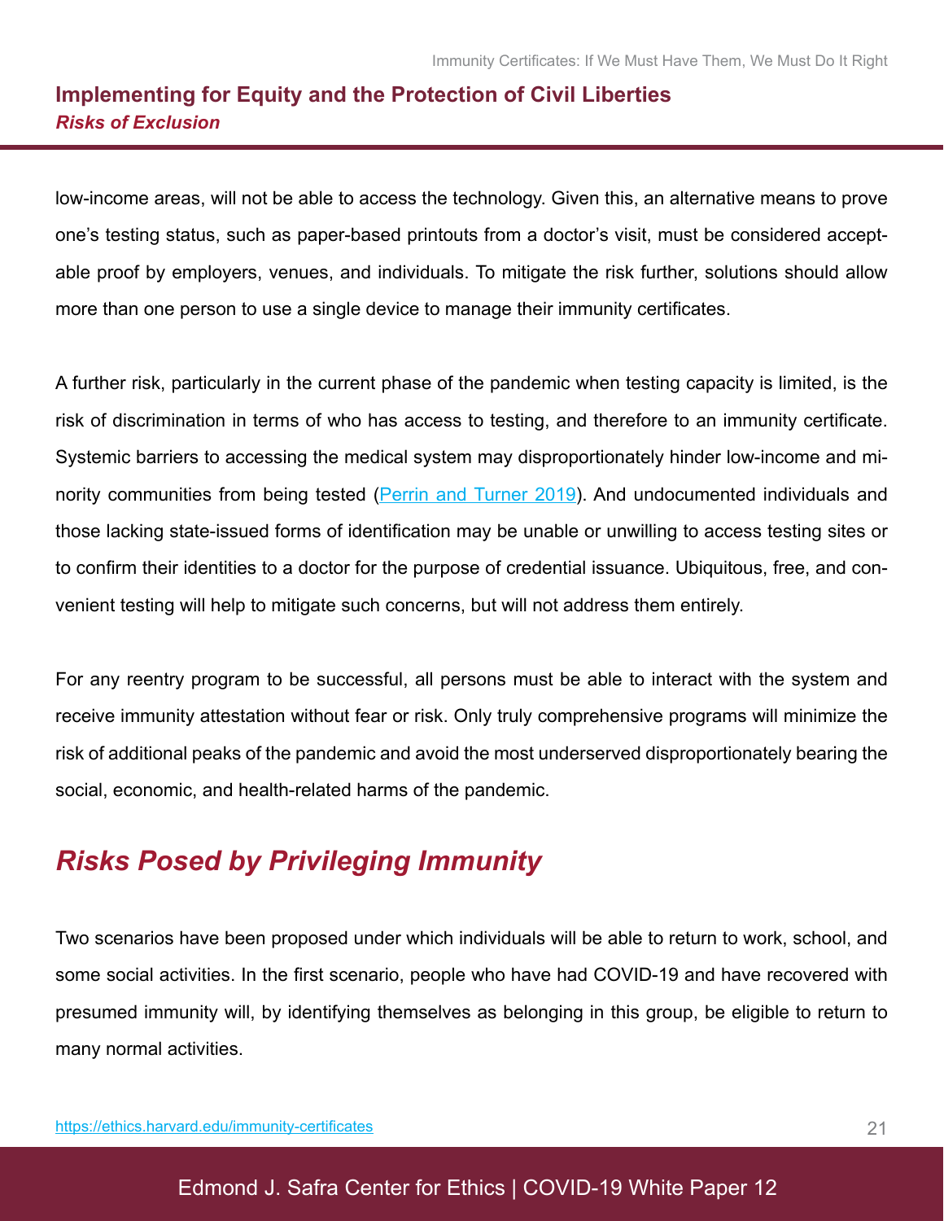low-income areas, will not be able to access the technology. Given this, an alternative means to prove one's testing status, such as paper-based printouts from a doctor's visit, must be considered acceptable proof by employers, venues, and individuals. To mitigate the risk further, solutions should allow more than one person to use a single device to manage their immunity certificates.

A further risk, particularly in the current phase of the pandemic when testing capacity is limited, is the risk of discrimination in terms of who has access to testing, and therefore to an immunity certificate. Systemic barriers to accessing the medical system may disproportionately hinder low-income and minority communities from being tested (Perrin and Turner 2019). And undocumented individuals and those lacking state-issued forms of identification may be unable or unwilling to access testing sites or to confirm their identities to a doctor for the purpose of credential issuance. Ubiquitous, free, and convenient testing will help to mitigate such concerns, but will not address them entirely.

For any reentry program to be successful, all persons must be able to interact with the system and receive immunity attestation without fear or risk. Only truly comprehensive programs will minimize the risk of additional peaks of the pandemic and avoid the most underserved disproportionately bearing the social, economic, and health-related harms of the pandemic.

## *Risks Posed by Privileging Immunity*

Two scenarios have been proposed under which individuals will be able to return to work, school, and some social activities. In the first scenario, people who have had COVID-19 and have recovered with presumed immunity will, by identifying themselves as belonging in this group, be eligible to return to many normal activities.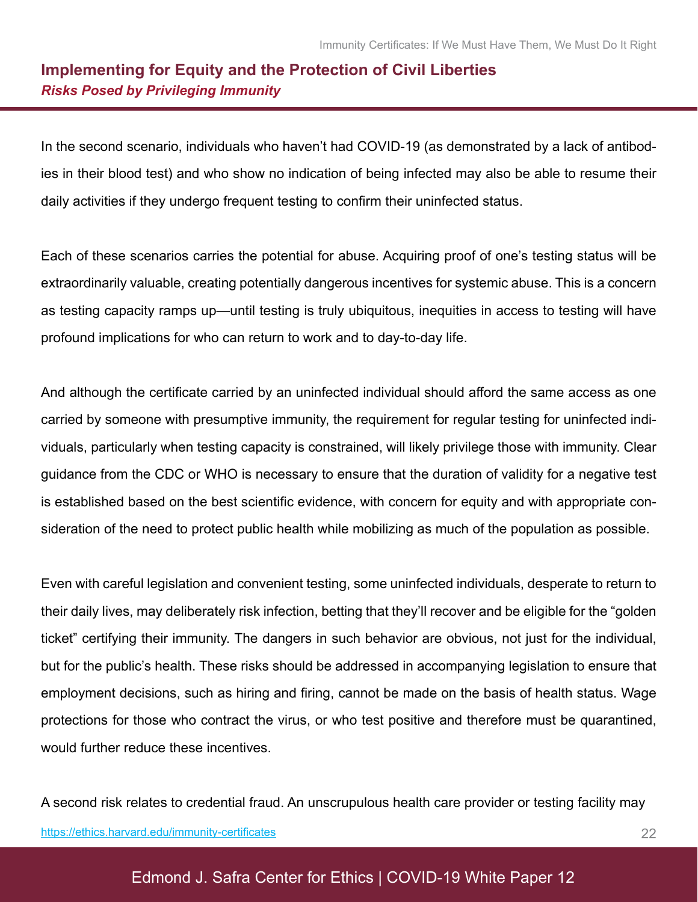## Implementing for Equity and the Protection of Civil Liberties

### *Risks Posed by Privileging Immunity*

In the second scenario, individuals who haven't had COVID-19 (as demonstrated by a lack of antibodies in their blood test) and who show no indication of being infected may also be able to resume their daily activities if they undergo frequent testing to confirm their uninfected status.

Each of these scenarios carries the potential for abuse. Acquiring proof of one's testing status will be extraordinarily valuable, creating potentially dangerous incentives for systemic abuse. This is a concern as testing capacity ramps up—until testing is truly ubiquitous, inequities in access to testing will have profound implications for who can return to work and to day-to-day life.

And although the certificate carried by an uninfected individual should afford the same access as one carried by someone with presumptive immunity, the requirement for regular testing for uninfected individuals, particularly when testing capacity is constrained, will likely privilege those with immunity. Clear guidance from the CDC or WHO is necessary to ensure that the duration of validity for a negative test is established based on the best scientific evidence, with concern for equity and with appropriate consideration of the need to protect public health while mobilizing as much of the population as possible.

Even with careful legislation and convenient testing, some uninfected individuals, desperate to return to their daily lives, may deliberately risk infection, betting that they'll recover and be eligible for the "golden ticket" certifying their immunity. The dangers in such behavior are obvious, not just for the individual, but for the public's health. These risks should be addressed in accompanying legislation to ensure that employment decisions, such as hiring and firing, cannot be made on the basis of health status. Wage protections for those who contract the virus, or who test positive and therefore must be quarantined, would further reduce these incentives.

A second risk relates to credential fraud. An unscrupulous health care provider or testing facility may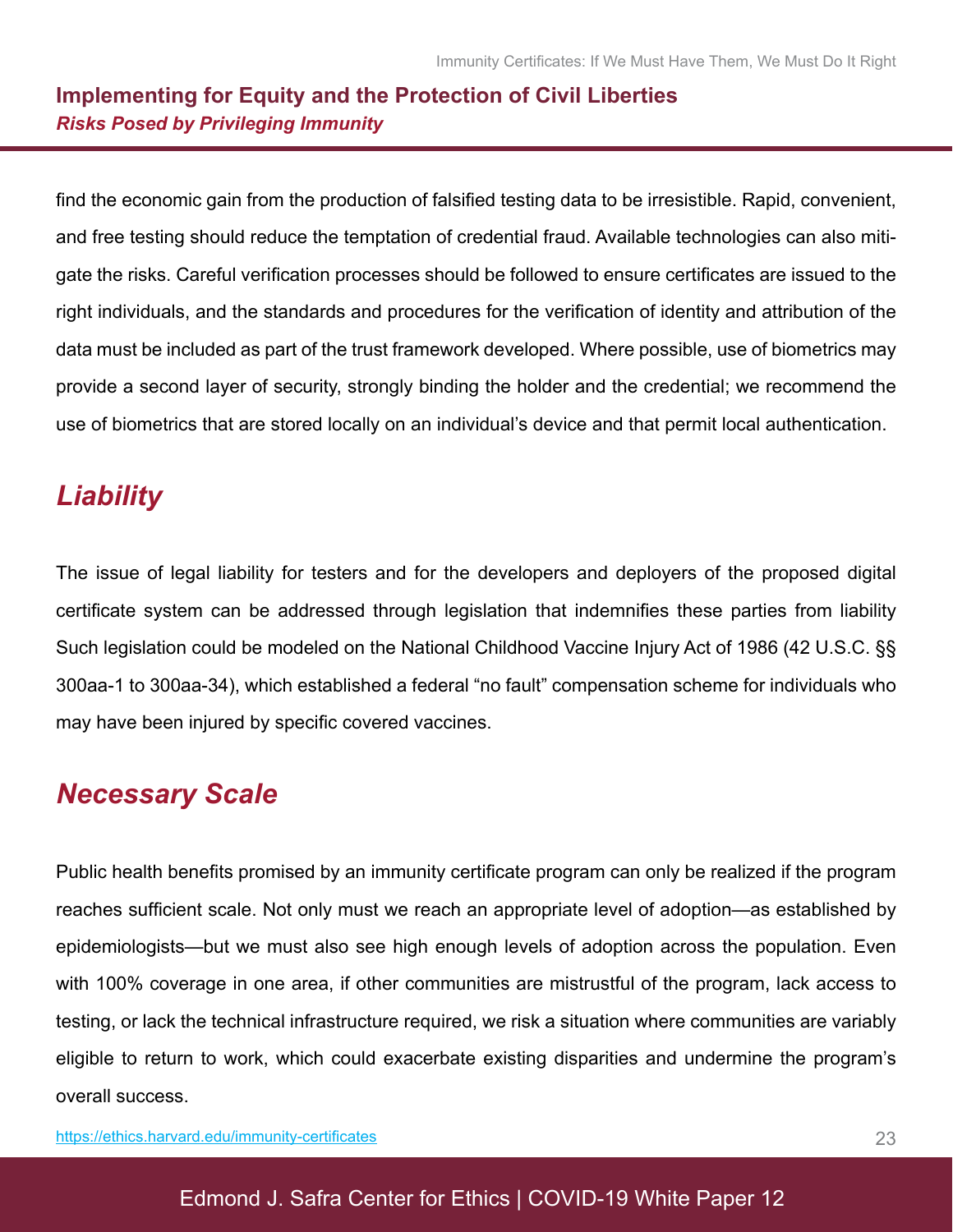find the economic gain from the production of falsified testing data to be irresistible. Rapid, convenient, and free testing should reduce the temptation of credential fraud. Available technologies can also mitigate the risks. Careful verification processes should be followed to ensure certificates are issued to the right individuals, and the standards and procedures for the verification of identity and attribution of the data must be included as part of the trust framework developed. Where possible, use of biometrics may provide a second layer of security, strongly binding the holder and the credential; we recommend the use of biometrics that are stored locally on an individual's device and that permit local authentication.

## *Liability*

The issue of legal liability for testers and for the developers and deployers of the proposed digital certificate system can be addressed through legislation that indemnifies these parties from liability Such legislation could be modeled on the National Childhood Vaccine Injury Act of 1986 (42 U.S.C. §§ 300aa-1 to 300aa-34), which established a federal "no fault" compensation scheme for individuals who may have been injured by specific covered vaccines.

## *Necessary Scale*

Public health benefits promised by an immunity certificate program can only be realized if the program reaches sufficient scale. Not only must we reach an appropriate level of adoption—as established by epidemiologists—but we must also see high enough levels of adoption across the population. Even with 100% coverage in one area, if other communities are mistrustful of the program, lack access to testing, or lack the technical infrastructure required, we risk a situation where communities are variably eligible to return to work, which could exacerbate existing disparities and undermine the program's overall success.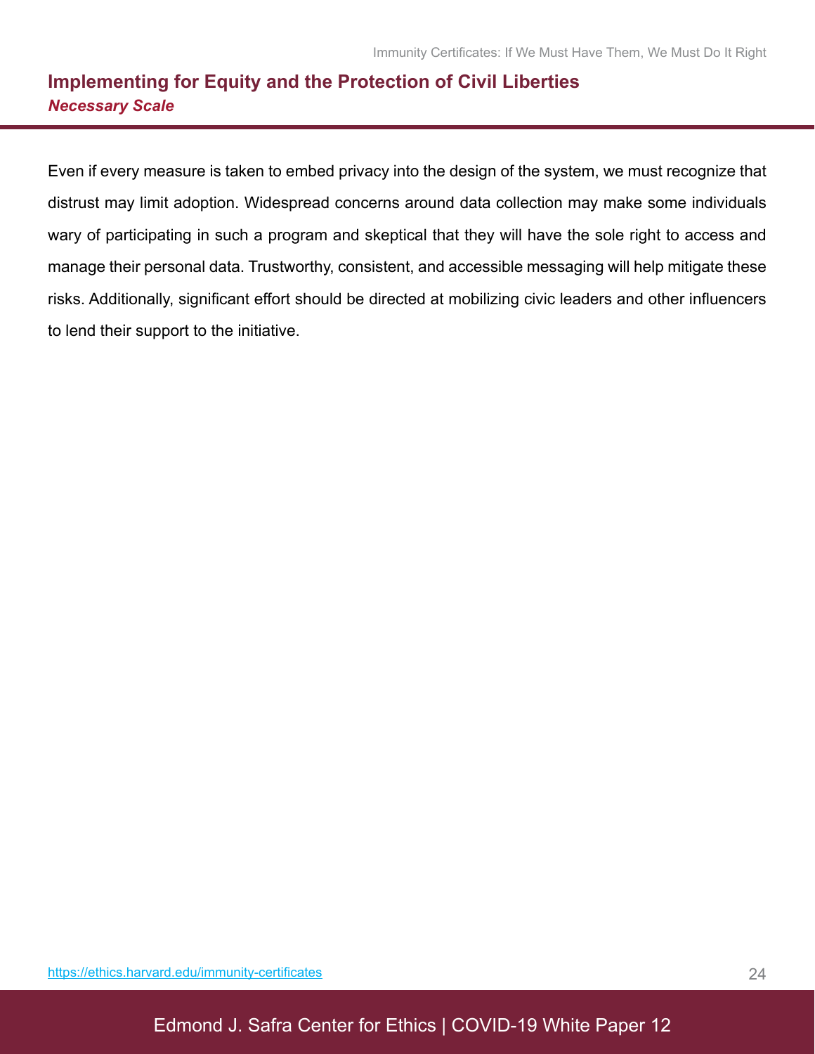## Implementing for Equity and the Protection of Civil Liberties

### *Necessary Scale*

Even if every measure is taken to embed privacy into the design of the system, we must recognize that distrust may limit adoption. Widespread concerns around data collection may make some individuals wary of participating in such a program and skeptical that they will have the sole right to access and manage their personal data. Trustworthy, consistent, and accessible messaging will help mitigate these risks. Additionally, significant effort should be directed at mobilizing civic leaders and other influencers to lend their support to the initiative.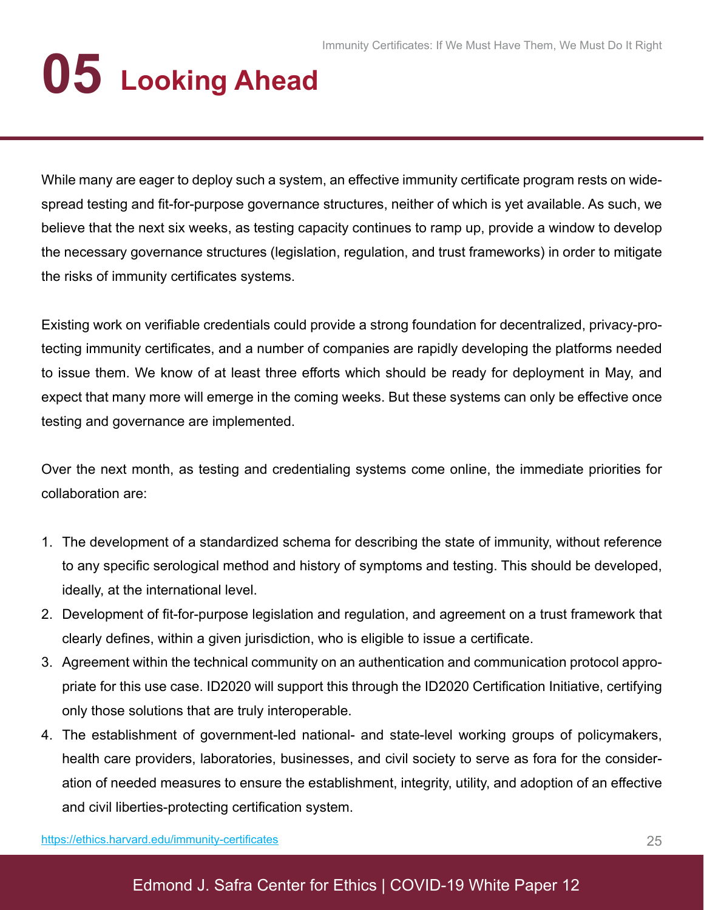# 05 Looking Ahead

While many are eager to deploy such a system, an effective immunity certificate program rests on widespread testing and fit-for-purpose governance structures, neither of which is yet available. As such, we believe that the next six weeks, as testing capacity continues to ramp up, provide a window to develop the necessary governance structures (legislation, regulation, and trust frameworks) in order to mitigate the risks of immunity certificates systems.

Existing work on verifiable credentials could provide a strong foundation for decentralized, privacy-protecting immunity certificates, and a number of companies are rapidly developing the platforms needed to issue them. We know of at least three efforts which should be ready for deployment in May, and expect that many more will emerge in the coming weeks. But these systems can only be effective once testing and governance are implemented.

Over the next month, as testing and credentialing systems come online, the immediate priorities for collaboration are:

1. The development of a standardized schema for describing the state of immunity, without reference to any specific serological method and history of symptoms and testing. This should be developed, ideally, at the international level.
2. Development of fit-for-purpose legislation and regulation, and agreement on a trust framework that clearly defines, within a given jurisdiction, who is eligible to issue a certificate.
3. Agreement within the technical community on an authentication and communication protocol appropriate for this use case. ID2020 will support this through the ID2020 Certification Initiative, certifying only those solutions that are truly interoperable.
4. The establishment of government-led national- and state-level working groups of policymakers, health care providers, laboratories, businesses, and civil society to serve as fora for the consideration of needed measures to ensure the establishment, integrity, utility, and adoption of an effective and civil liberties-protecting certification system.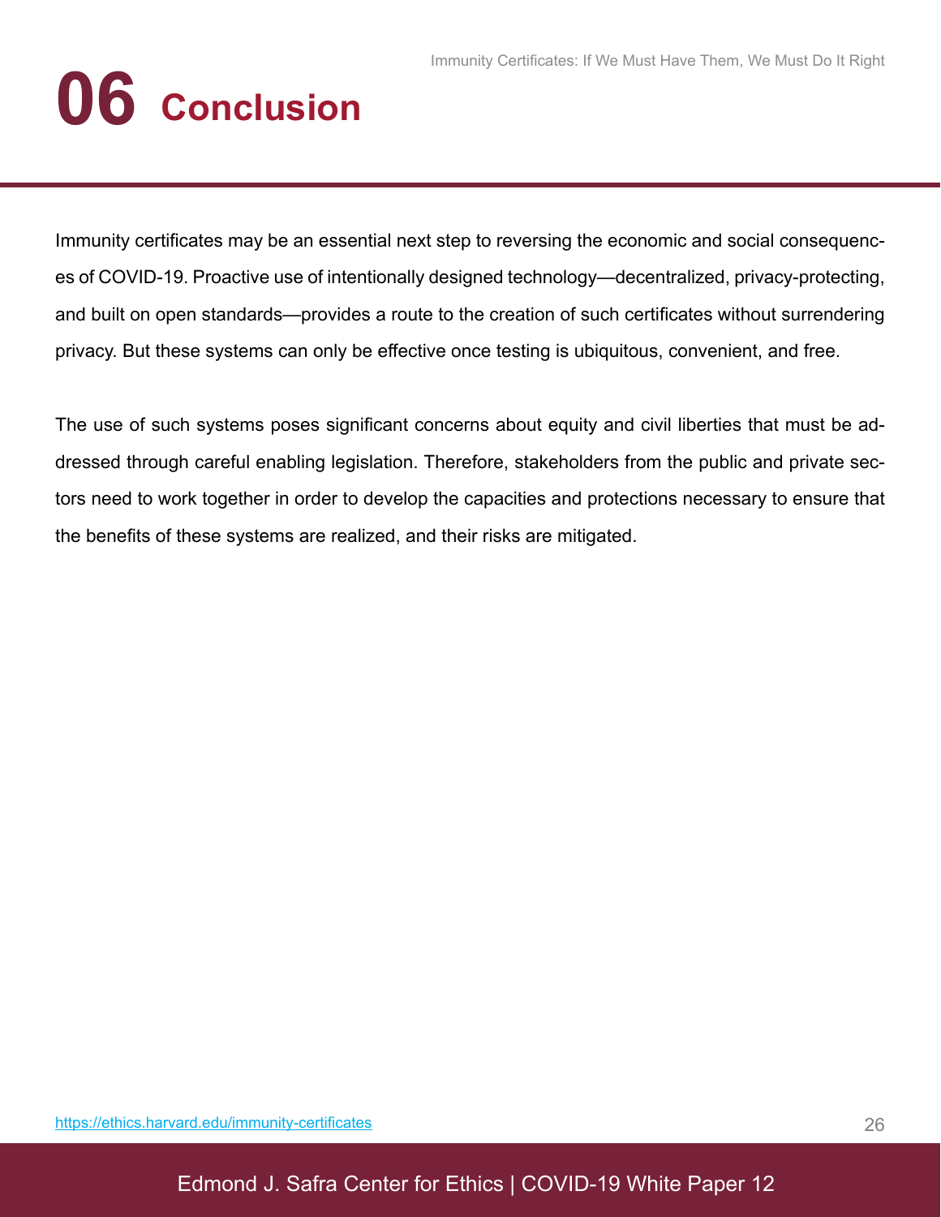# 06 Conclusion

Immunity certificates may be an essential next step to reversing the economic and social consequences of COVID-19. Proactive use of intentionally designed technology—decentralized, privacy-protecting, and built on open standards—provides a route to the creation of such certificates without surrendering privacy. But these systems can only be effective once testing is ubiquitous, convenient, and free.

The use of such systems poses significant concerns about equity and civil liberties that must be addressed through careful enabling legislation. Therefore, stakeholders from the public and private sectors need to work together in order to develop the capacities and protections necessary to ensure that the benefits of these systems are realized, and their risks are mitigated.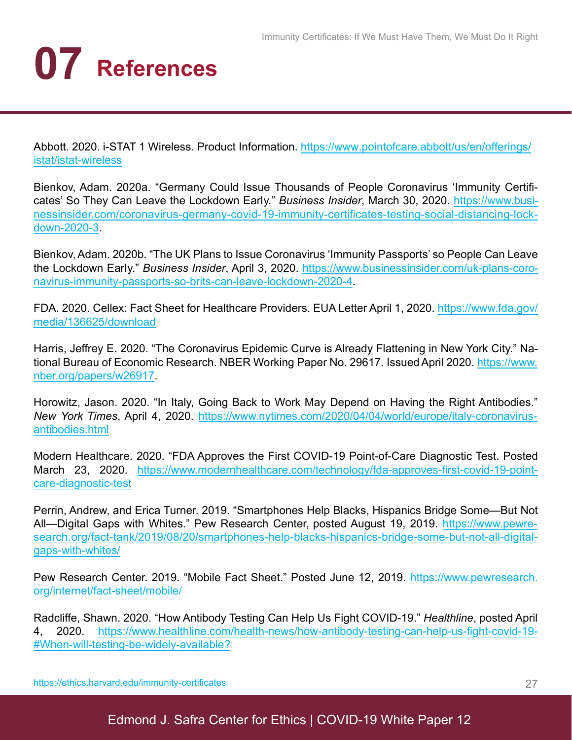# 07 References

Abbott. 2020. i-STAT 1 Wireless. Product Information. https://www.pointofcare.abbott/us/en/offerings/istat/istat-wireless

Bienkov, Adam. 2020a. "Germany Could Issue Thousands of People Coronavirus 'Immunity Certificates' So They Can Leave the Lockdown Early." *Business Insider*, March 30, 2020. https://www.businessinsider.com/coronavirus-germany-covid-19-immunity-certificates-testing-social-distancing-lockdown-2020-3.

Bienkov, Adam. 2020b. "The UK Plans to Issue Coronavirus 'Immunity Passports' so People Can Leave the Lockdown Early." *Business Insider*, April 3, 2020. https://www.businessinsider.com/uk-plans-coronavirus-immunity-passports-so-brits-can-leave-lockdown-2020-4.

FDA. 2020. Cellex: Fact Sheet for Healthcare Providers. EUA Letter April 1, 2020. https://www.fda.gov/media/136625/download

Harris, Jeffrey E. 2020. "The Coronavirus Epidemic Curve is Already Flattening in New York City." National Bureau of Economic Research. NBER Working Paper No. 29617. Issued April 2020. https://www.nber.org/papers/w26917.

Horowitz, Jason. 2020. "In Italy, Going Back to Work May Depend on Having the Right Antibodies." *New York Times*, April 4, 2020. https://www.nytimes.com/2020/04/04/world/europe/italy-coronavirus-antibodies.html

Modern Healthcare. 2020. "FDA Approves the First COVID-19 Point-of-Care Diagnostic Test. Posted March 23, 2020. https://www.modernhealthcare.com/technology/fda-approves-first-covid-19-point-care-diagnostic-test

Perrin, Andrew, and Erica Turner. 2019. "Smartphones Help Blacks, Hispanics Bridge Some—But Not All—Digital Gaps with Whites." Pew Research Center, posted August 19, 2019. https://www.pewresearch.org/fact-tank/2019/08/20/smartphones-help-blacks-hispanics-bridge-some-but-not-all-digital-gaps-with-whites/

Pew Research Center. 2019. "Mobile Fact Sheet." Posted June 12, 2019. https://www.pewresearch.org/internet/fact-sheet/mobile/

Radcliffe, Shawn. 2020. "How Antibody Testing Can Help Us Fight COVID-19." *Healthline*, posted April 4, 2020. https://www.healthline.com/health-news/how-antibody-testing-can-help-us-fight-covid-19-#When-will-testing-be-widely-available?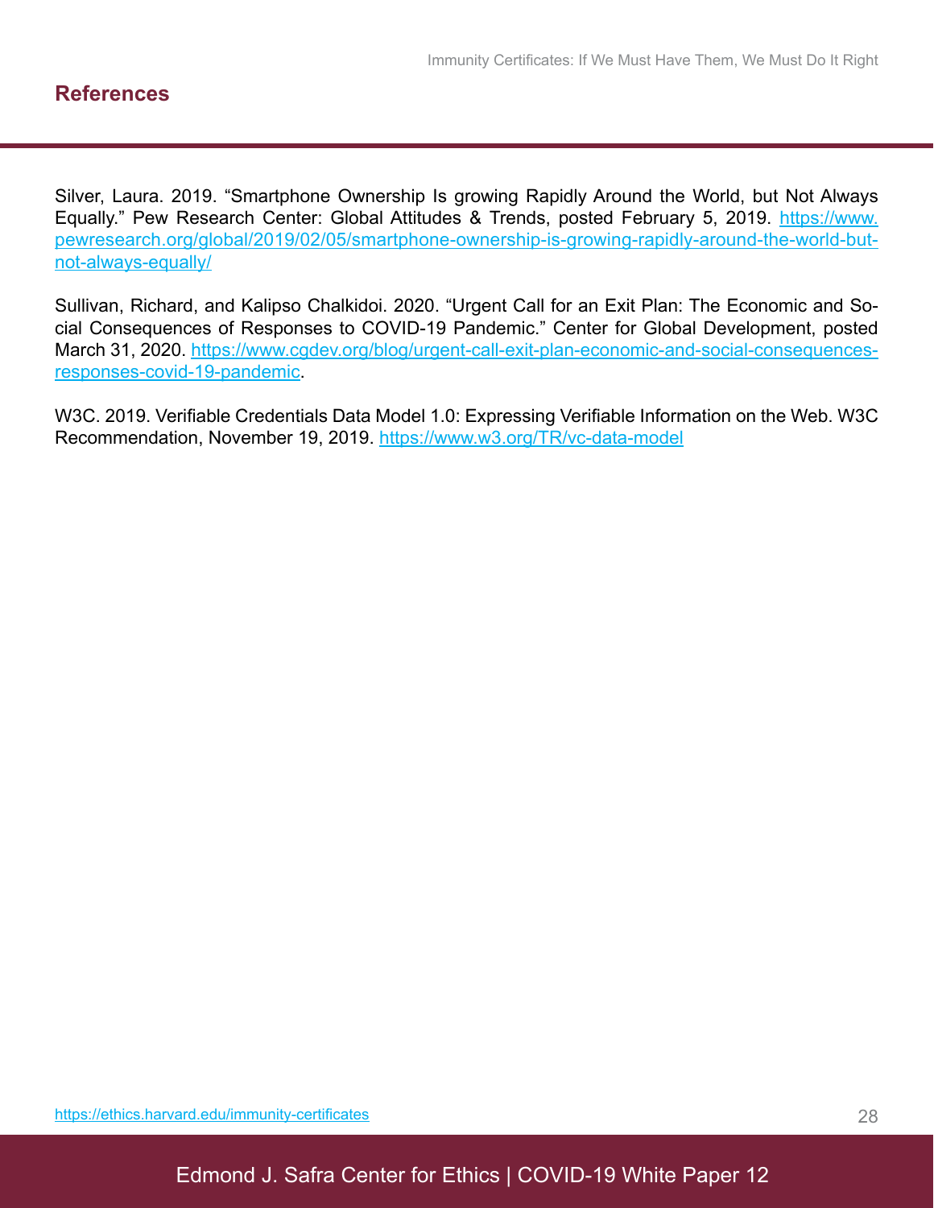## References

Silver, Laura. 2019. "Smartphone Ownership Is growing Rapidly Around the World, but Not Always Equally." Pew Research Center: Global Attitudes & Trends, posted February 5, 2019. https://www.pewresearch.org/global/2019/02/05/smartphone-ownership-is-growing-rapidly-around-the-world-but-not-always-equally/

Sullivan, Richard, and Kalipso Chalkidoi. 2020. "Urgent Call for an Exit Plan: The Economic and Social Consequences of Responses to COVID-19 Pandemic." Center for Global Development, posted March 31, 2020. https://www.cgdev.org/blog/urgent-call-exit-plan-economic-and-social-consequences-responses-covid-19-pandemic.

W3C. 2019. Verifiable Credentials Data Model 1.0: Expressing Verifiable Information on the Web. W3C Recommendation, November 19, 2019. https://www.w3.org/TR/vc-data-model